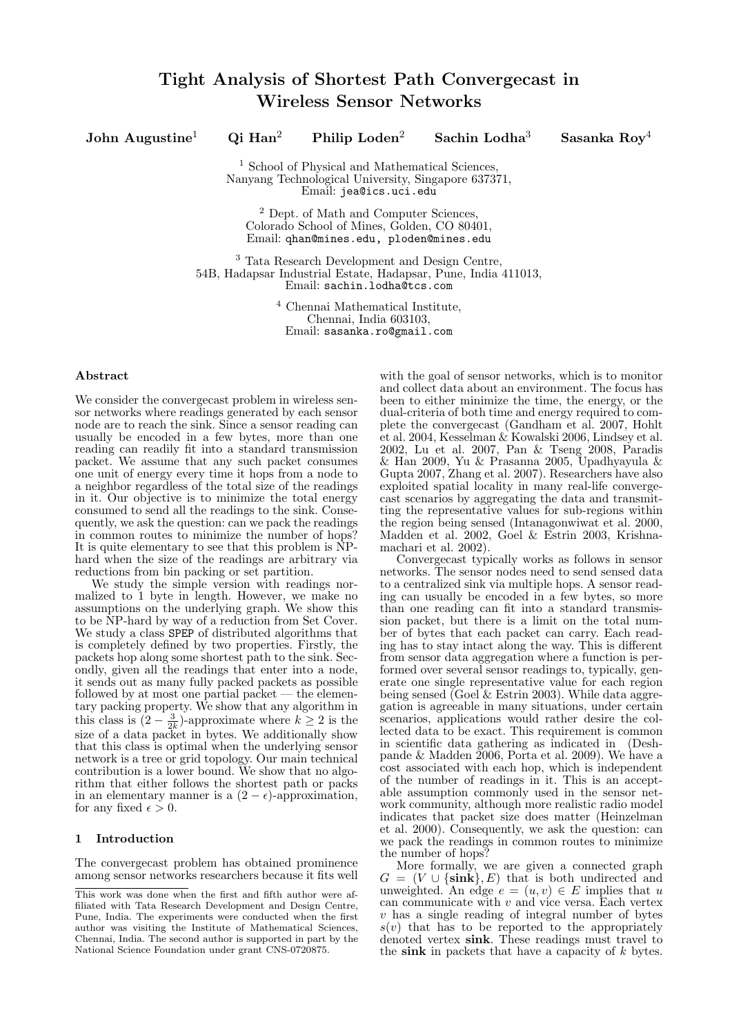# Tight Analysis of Shortest Path Convergecast in Wireless Sensor Networks

**John Augustine**[1] **Qi Han**[2] **Philip Loden**[2] **Sachin Lodha**[3] **Sasanka Roy**[4]

[1] School of Physical and Mathematical Sciences,
Nanyang Technological University, Singapore 637371,
Email: `jea@ics.uci.edu`

[2] Dept. of Math and Computer Sciences,
Colorado School of Mines, Golden, CO 80401,
Email: `qhan@mines.edu, ploden@mines.edu`

[3] Tata Research Development and Design Centre,
54B, Hadapsar Industrial Estate, Hadapsar, Pune, India 411013,
Email: `sachin.lodha@tcs.com`

[4] Chennai Mathematical Institute,
Chennai, India 603103,
Email: `sasanka.ro@gmail.com`

### Abstract

We consider the convergecast problem in wireless sensor networks where readings generated by each sensor node are to reach the sink. Since a sensor reading can usually be encoded in a few bytes, more than one reading can readily fit into a standard transmission packet. We assume that any such packet consumes one unit of energy every time it hops from a node to a neighbor regardless of the total size of the readings in it. Our objective is to minimize the total energy consumed to send all the readings to the sink. Consequently, we ask the question: can we pack the readings in common routes to minimize the number of hops? It is quite elementary to see that this problem is NP-hard when the size of the readings are arbitrary via reductions from bin packing or set partition.

We study the simple version with readings normalized to 1 byte in length. However, we make no assumptions on the underlying graph. We show this to be NP-hard by way of a reduction from Set Cover. We study a class SPEP of distributed algorithms that is completely defined by two properties. Firstly, the packets hop along some shortest path to the sink. Secondly, given all the readings that enter into a node, it sends out as many fully packed packets as possible followed by at most one partial packet — the elementary packing property. We show that any algorithm in this class is $(2 - \frac{3}{2k})$-approximate where $k \geq 2$ is the size of a data packet in bytes. We additionally show that this class is optimal when the underlying sensor network is a tree or grid topology. Our main technical contribution is a lower bound. We show that no algorithm that either follows the shortest path or packs in an elementary manner is a $(2 - \epsilon)$-approximation, for any fixed $\epsilon > 0$.

## 1 Introduction

The convergecast problem has obtained prominence among sensor networks researchers because it fits well with the goal of sensor networks, which is to monitor and collect data about an environment. The focus has been to either minimize the time, the energy, or the dual-criteria of both time and energy required to complete the convergecast (Gandham et al. 2007, Hohlt et al. 2004, Kesselman & Kowalski 2006, Lindsey et al. 2002, Lu et al. 2007, Pan & Tseng 2008, Paradis & Han 2009, Yu & Prasanna 2005, Upadhyayula & Gupta 2007, Zhang et al. 2007). Researchers have also exploited spatial locality in many real-life convergecast scenarios by aggregating the data and transmitting the representative values for sub-regions within the region being sensed (Intanagonwiwat et al. 2000, Madden et al. 2002, Goel & Estrin 2003, Krishnamachari et al. 2002).

Convergecast typically works as follows in sensor networks. The sensor nodes need to send sensed data to a centralized sink via multiple hops. A sensor reading can usually be encoded in a few bytes, so more than one reading can fit into a standard transmission packet, but there is a limit on the total number of bytes that each packet can carry. Each reading has to stay intact along the way. This is different from sensor data aggregation where a function is performed over several sensor readings to, typically, generate one single representative value for each region being sensed (Goel & Estrin 2003). While data aggregation is agreeable in many situations, under certain scenarios, applications would rather desire the collected data to be exact. This requirement is common in scientific data gathering as indicated in (Deshpande & Madden 2006, Porta et al. 2009). We have a cost associated with each hop, which is independent of the number of readings in it. This is an acceptable assumption commonly used in the sensor network community, although more realistic radio model indicates that packet size does matter (Heinzelman et al. 2000). Consequently, we ask the question: can we pack the readings in common routes to minimize the number of hops?

More formally, we are given a connected graph $G = (V \cup \{\mathbf{sink}\}, E)$ that is both undirected and unweighted. An edge $e = (u, v) \in E$ implies that $u$ can communicate with $v$ and vice versa. Each vertex $v$ has a single reading of integral number of bytes $s(v)$ that has to be reported to the appropriately denoted vertex **sink**. These readings must travel to the **sink** in packets that have a capacity of $k$ bytes.

---

This work was done when the first and fifth author were affiliated with Tata Research Development and Design Centre, Pune, India. The experiments were conducted when the first author was visiting the Institute of Mathematical Sciences, Chennai, India. The second author is supported in part by the National Science Foundation under grant CNS-0720875.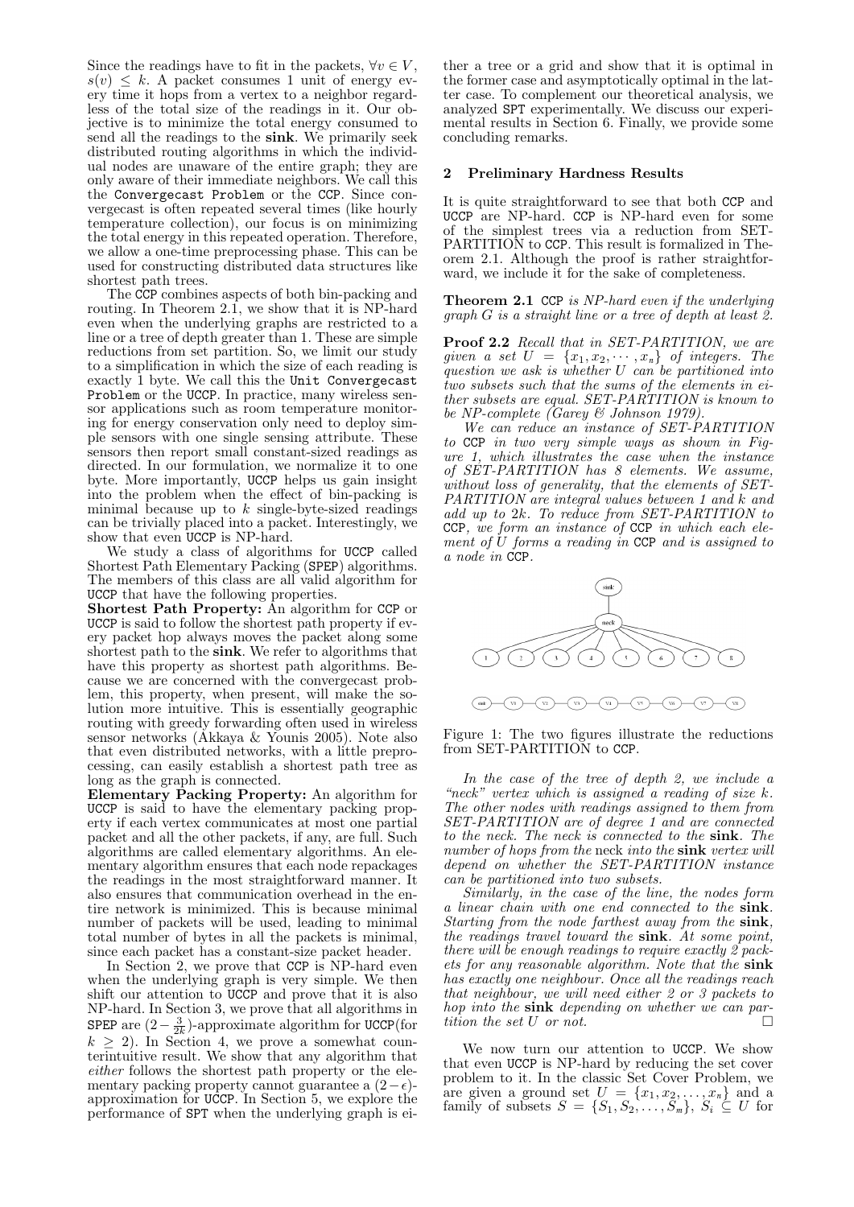Since the readings have to fit in the packets, $\forall v \in V$, $s(v) \leq k$. A packet consumes 1 unit of energy every time it hops from a vertex to a neighbor regardless of the total size of the readings in it. Our objective is to minimize the total energy consumed to send all the readings to the **sink**. We primarily seek distributed routing algorithms in which the individual nodes are unaware of the entire graph; they are only aware of their immediate neighbors. We call this the Convergecast Problem or the CCP. Since convergecast is often repeated several times (like hourly temperature collection), our focus is on minimizing the total energy in this repeated operation. Therefore, we allow a one-time preprocessing phase. This can be used for constructing distributed data structures like shortest path trees.

The CCP combines aspects of both bin-packing and routing. In Theorem 2.1, we show that it is NP-hard even when the underlying graphs are restricted to a line or a tree of depth greater than 1. These are simple reductions from set partition. So, we limit our study to a simplification in which the size of each reading is exactly 1 byte. We call this the Unit Convergecast Problem or the UCCP. In practice, many wireless sensor applications such as room temperature monitoring for energy conservation only need to deploy simple sensors with one single sensing attribute. These sensors then report small constant-sized readings as directed. In our formulation, we normalize it to one byte. More importantly, UCCP helps us gain insight into the problem when the effect of bin-packing is minimal because up to $k$ single-byte-sized readings can be trivially placed into a packet. Interestingly, we show that even UCCP is NP-hard.

We study a class of algorithms for UCCP called Shortest Path Elementary Packing (SPEP) algorithms. The members of this class are all valid algorithm for UCCP that have the following properties.

**Shortest Path Property:** An algorithm for CCP or UCCP is said to follow the shortest path property if every packet hop always moves the packet along some shortest path to the **sink**. We refer to algorithms that have this property as shortest path algorithms. Because we are concerned with the convergecast problem, this property, when present, will make the solution more intuitive. This is essentially geographic routing with greedy forwarding often used in wireless sensor networks (Akkaya & Younis 2005). Note also that even distributed networks, with a little preprocessing, can easily establish a shortest path tree as long as the graph is connected.

**Elementary Packing Property:** An algorithm for UCCP is said to have the elementary packing property if each vertex communicates at most one partial packet and all the other packets, if any, are full. Such algorithms are called elementary algorithms. An elementary algorithm ensures that each node repackages the readings in the most straightforward manner. It also ensures that communication overhead in the entire network is minimized. This is because minimal number of packets will be used, leading to minimal total number of bytes in all the packets is minimal, since each packet has a constant-size packet header.

In Section 2, we prove that CCP is NP-hard even when the underlying graph is very simple. We then shift our attention to UCCP and prove that it is also NP-hard. In Section 3, we prove that all algorithms in SPEP are $(2 - \frac{3}{2k})$-approximate algorithm for UCCP(for $k \geq 2$). In Section 4, we prove a somewhat counterintuitive result. We show that any algorithm that *either* follows the shortest path property or the elementary packing property cannot guarantee a $(2-\epsilon)$-approximation for UCCP. In Section 5, we explore the performance of SPT when the underlying graph is either a tree or a grid and show that it is optimal in the former case and asymptotically optimal in the latter case. To complement our theoretical analysis, we analyzed SPT experimentally. We discuss our experimental results in Section 6. Finally, we provide some concluding remarks.

## 2 Preliminary Hardness Results

It is quite straightforward to see that both CCP and UCCP are NP-hard. CCP is NP-hard even for some of the simplest trees via a reduction from SET-PARTITION to CCP. This result is formalized in Theorem 2.1. Although the proof is rather straightforward, we include it for the sake of completeness.

**Theorem 2.1** *CCP is NP-hard even if the underlying graph G is a straight line or a tree of depth at least 2.*

**Proof 2.2** *Recall that in SET-PARTITION, we are given a set $U = \{x_1, x_2, \cdots, x_n\}$ of integers. The question we ask is whether U can be partitioned into two subsets such that the sums of the elements in either subsets are equal. SET-PARTITION is known to be NP-complete (Garey & Johnson 1979).*

*We can reduce an instance of SET-PARTITION to CCP in two very simple ways as shown in Figure 1, which illustrates the case when the instance of SET-PARTITION has 8 elements. We assume, without loss of generality, that the elements of SET-PARTITION are integral values between 1 and k and add up to 2k. To reduce from SET-PARTITION to CCP, we form an instance of CCP in which each element of U forms a reading in CCP and is assigned to a node in CCP.*

Figure 1: The two figures illustrate the reductions from SET-PARTITION to CCP.

*In the case of the tree of depth 2, we include a "neck" vertex which is assigned a reading of size k. The other nodes with readings assigned to them from SET-PARTITION are of degree 1 and are connected to the neck. The neck is connected to the **sink**. The number of hops from the neck into the **sink** vertex will depend on whether the SET-PARTITION instance can be partitioned into two subsets.*

*Similarly, in the case of the line, the nodes form a linear chain with one end connected to the **sink**. Starting from the node farthest away from the **sink**, the readings travel toward the **sink**. At some point, there will be enough readings to require exactly 2 packets for any reasonable algorithm. Note that the **sink** has exactly one neighbour. Once all the readings reach that neighbour, we will need either 2 or 3 packets to hop into the **sink** depending on whether we can partition the set U or not.* □

We now turn our attention to UCCP. We show that even UCCP is NP-hard by reducing the set cover problem to it. In the classic Set Cover Problem, we are given a ground set $U = \{x_1, x_2, \ldots, x_n\}$ and a family of subsets $S = \{S_1, S_2, \ldots, S_m\}$, $S_i \subseteq U$ for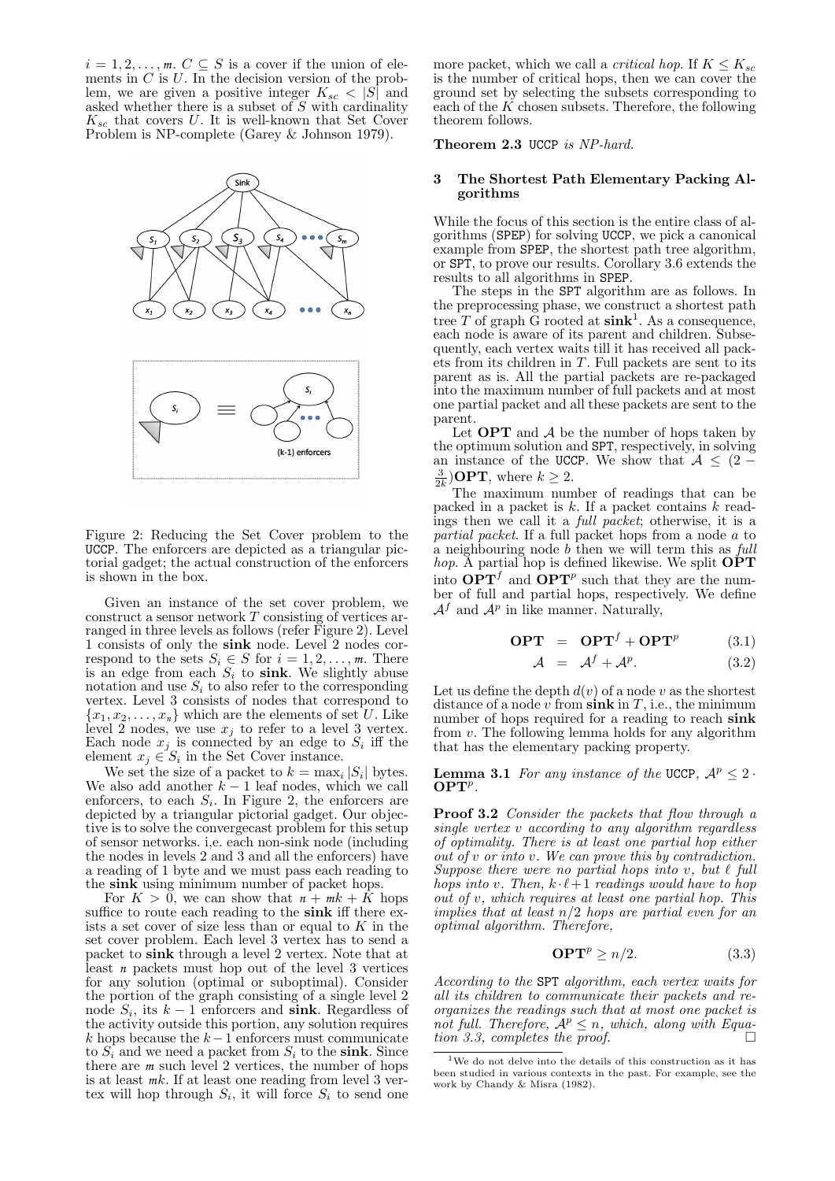$i = 1, 2, \ldots, m$. $C \subseteq S$ is a cover if the union of elements in $C$ is $U$. In the decision version of the problem, we are given a positive integer $K_{sc} < |S|$ and asked whether there is a subset of $S$ with cardinality $K_{sc}$ that covers $U$. It is well-known that Set Cover Problem is NP-complete (Garey & Johnson 1979).

Figure 2: Reducing the Set Cover problem to the UCCP. The enforcers are depicted as a triangular pictorial gadget; the actual construction of the enforcers is shown in the box.

Given an instance of the set cover problem, we construct a sensor network $T$ consisting of vertices arranged in three levels as follows (refer Figure 2). Level 1 consists of only the **sink** node. Level 2 nodes correspond to the sets $S_i \in S$ for $i = 1, 2, \ldots, m$. There is an edge from each $S_i$ to **sink**. We slightly abuse notation and use $S_i$ to also refer to the corresponding vertex. Level 3 consists of nodes that correspond to $\{x_1, x_2, \ldots, x_n\}$ which are the elements of set $U$. Like level 2 nodes, we use $x_j$ to refer to a level 3 vertex. Each node $x_j$ is connected by an edge to $S_i$ iff the element $x_j \in S_i$ in the Set Cover instance.

We set the size of a packet to $k = \max_i |S_i|$ bytes. We also add another $k-1$ leaf nodes, which we call enforcers, to each $S_i$. In Figure 2, the enforcers are depicted by a triangular pictorial gadget. Our objective is to solve the convergecast problem for this setup of sensor networks. i,e. each non-sink node (including the nodes in levels 2 and 3 and all the enforcers) have a reading of 1 byte and we must pass each reading to the **sink** using minimum number of packet hops.

For $K > 0$, we can show that $n + mk + K$ hops suffice to route each reading to the **sink** iff there exists a set cover of size less than or equal to $K$ in the set cover problem. Each level 3 vertex has to send a packet to **sink** through a level 2 vertex. Note that at least $n$ packets must hop out of the level 3 vertices for any solution (optimal or suboptimal). Consider the portion of the graph consisting of a single level 2 node $S_i$, its $k-1$ enforcers and **sink**. Regardless of the activity outside this portion, any solution requires $k$ hops because the $k-1$ enforcers must communicate to $S_i$ and we need a packet from $S_i$ to the **sink**. Since there are $m$ such level 2 vertices, the number of hops is at least $mk$. If at least one reading from level 3 vertex will hop through $S_i$, it will force $S_i$ to send one more packet, which we call a *critical hop*. If $K \leq K_{sc}$ is the number of critical hops, then we can cover the ground set by selecting the subsets corresponding to each of the $K$ chosen subsets. Therefore, the following theorem follows.

**Theorem 2.3** *UCCP is NP-hard.*

## 3 The Shortest Path Elementary Packing Algorithms

While the focus of this section is the entire class of algorithms (SPEP) for solving UCCP, we pick a canonical example from SPEP, the shortest path tree algorithm, or SPT, to prove our results. Corollary 3.6 extends the results to all algorithms in SPEP.

The steps in the SPT algorithm are as follows. In the preprocessing phase, we construct a shortest path tree $T$ of graph G rooted at **sink**[1]. As a consequence, each node is aware of its parent and children. Subsequently, each vertex waits till it has received all packets from its children in $T$. Full packets are sent to its parent as is. All the partial packets are re-packaged into the maximum number of full packets and at most one partial packet and all these packets are sent to the parent.

Let **OPT** and $\mathcal{A}$ be the number of hops taken by the optimum solution and SPT, respectively, in solving an instance of the UCCP. We show that $\mathcal{A} \leq (2 - \frac{3}{2k})\mathbf{OPT}$, where $k \geq 2$.

The maximum number of readings that can be packed in a packet is $k$. If a packet contains $k$ readings then we call it a *full packet*; otherwise, it is a *partial packet*. If a full packet hops from a node $a$ to a neighbouring node $b$ then we will term this as *full hop*. A partial hop is defined likewise. We split **OPT** into $\mathbf{OPT}^f$ and $\mathbf{OPT}^p$ such that they are the number of full and partial hops, respectively. We define $\mathcal{A}^f$ and $\mathcal{A}^p$ in like manner. Naturally,

$$\mathbf{OPT} = \mathbf{OPT}^f + \mathbf{OPT}^p \tag{3.1}$$

$$\mathcal{A} = \mathcal{A}^f + \mathcal{A}^p. \tag{3.2}$$

Let us define the depth $d(v)$ of a node $v$ as the shortest distance of a node $v$ from **sink** in $T$, i.e., the minimum number of hops required for a reading to reach **sink** from $v$. The following lemma holds for any algorithm that has the elementary packing property.

**Lemma 3.1** *For any instance of the UCCP, $\mathcal{A}^p \leq 2 \cdot \mathbf{OPT}^p$.*

**Proof 3.2** *Consider the packets that flow through a single vertex $v$ according to any algorithm regardless of optimality. There is at least one partial hop either out of $v$ or into $v$. We can prove this by contradiction. Suppose there were no partial hops into $v$, but $\ell$ full hops into $v$. Then, $k \cdot \ell + 1$ readings would have to hop out of $v$, which requires at least one partial hop. This implies that at least $n/2$ hops are partial even for an optimal algorithm. Therefore,*

$$\mathbf{OPT}^p \geq n/2. \tag{3.3}$$

*According to the SPT algorithm, each vertex waits for all its children to communicate their packets and reorganizes the readings such that at most one packet is not full. Therefore, $\mathcal{A}^p \leq n$, which, along with Equation 3.3, completes the proof.* $\square$

[1] We do not delve into the details of this construction as it has been studied in various contexts in the past. For example, see the work by Chandy & Misra (1982).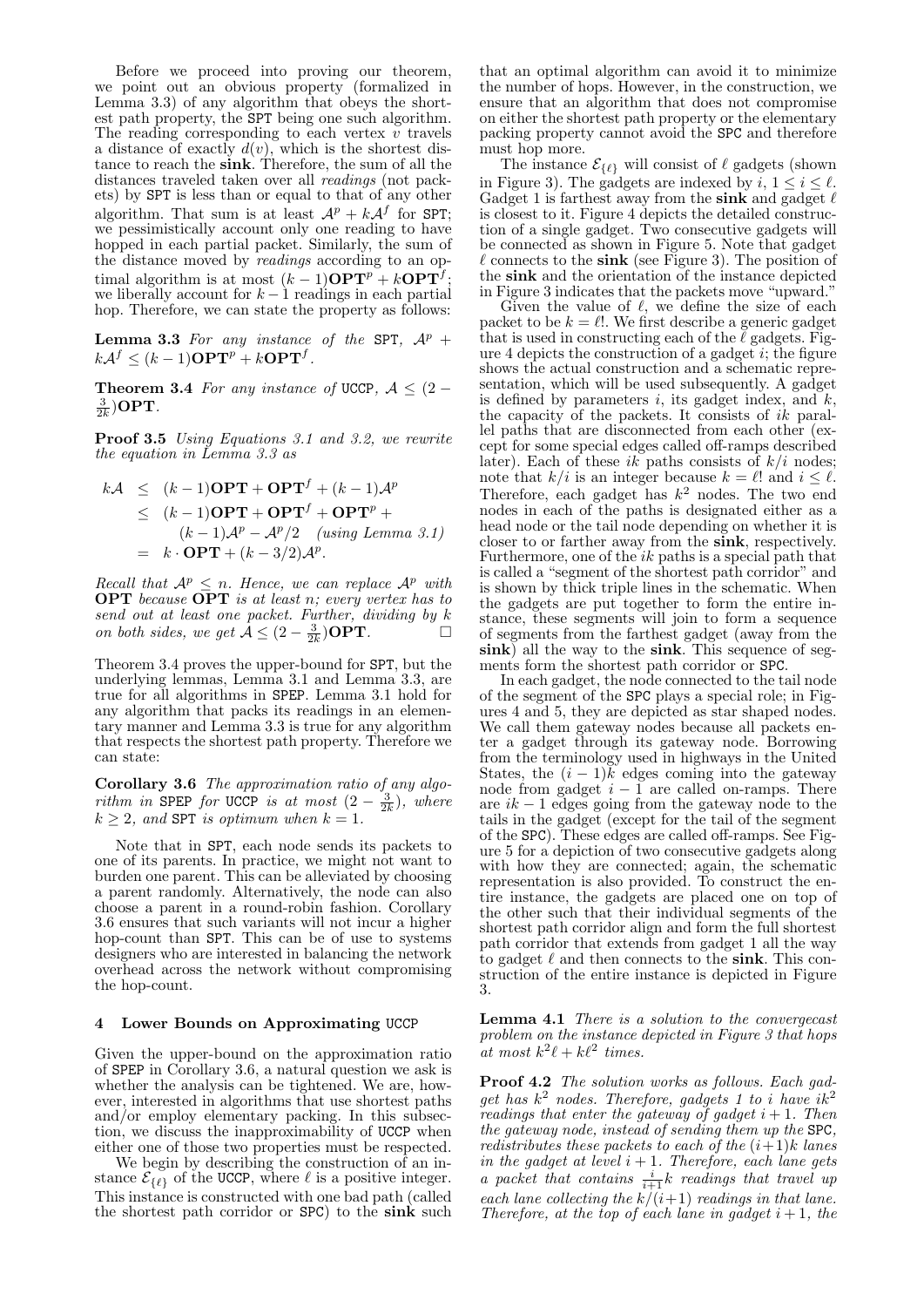Before we proceed into proving our theorem, we point out an obvious property (formalized in Lemma 3.3) of any algorithm that obeys the shortest path property, the SPT being one such algorithm. The reading corresponding to each vertex $v$ travels a distance of exactly $d(v)$, which is the shortest distance to reach the **sink**. Therefore, the sum of all the distances traveled taken over all *readings* (not packets) by SPT is less than or equal to that of any other algorithm. That sum is at least $\mathcal{A}^p + k\mathcal{A}^f$ for SPT; we pessimistically account only one reading to have hopped in each partial packet. Similarly, the sum of the distance moved by *readings* according to an optimal algorithm is at most $(k-1)\mathbf{OPT}^p + k\mathbf{OPT}^f$; we liberally account for $k-1$ readings in each partial hop. Therefore, we can state the property as follows:

**Lemma 3.3** *For any instance of the* SPT, $\mathcal{A}^p + k\mathcal{A}^f \leq (k-1)\mathbf{OPT}^p + k\mathbf{OPT}^f$.

**Theorem 3.4** *For any instance of* UCCP, $\mathcal{A} \leq (2 - \frac{3}{2k})\mathbf{OPT}$.

**Proof 3.5** *Using Equations 3.1 and 3.2, we rewrite the equation in Lemma 3.3 as*

$$\begin{aligned} k\mathcal{A} &\leq (k-1)\mathbf{OPT} + \mathbf{OPT}^f + (k-1)\mathcal{A}^p \\ &\leq (k-1)\mathbf{OPT} + \mathbf{OPT}^f + \mathbf{OPT}^p + \\ &\quad (k-1)\mathcal{A}^p - \mathcal{A}^p/2 \quad \textit{(using Lemma 3.1)} \\ &= k \cdot \mathbf{OPT} + (k - 3/2)\mathcal{A}^p. \end{aligned}$$

*Recall that $\mathcal{A}^p \leq n$. Hence, we can replace $\mathcal{A}^p$ with* **OPT** *because* **OPT** *is at least $n$; every vertex has to send out at least one packet. Further, dividing by $k$ on both sides, we get $\mathcal{A} \leq (2 - \frac{3}{2k})\mathbf{OPT}$.* □

Theorem 3.4 proves the upper-bound for SPT, but the underlying lemmas, Lemma 3.1 and Lemma 3.3, are true for all algorithms in SPEP. Lemma 3.1 hold for any algorithm that packs its readings in an elementary manner and Lemma 3.3 is true for any algorithm that respects the shortest path property. Therefore we can state:

**Corollary 3.6** *The approximation ratio of any algorithm in* SPEP *for* UCCP *is at most $(2 - \frac{3}{2k})$, where $k \geq 2$, and* SPT *is optimum when $k = 1$.*

Note that in SPT, each node sends its packets to one of its parents. In practice, we might not want to burden one parent. This can be alleviated by choosing a parent randomly. Alternatively, the node can also choose a parent in a round-robin fashion. Corollary 3.6 ensures that such variants will not incur a higher hop-count than SPT. This can be of use to systems designers who are interested in balancing the network overhead across the network without compromising the hop-count.

## 4 Lower Bounds on Approximating UCCP

Given the upper-bound on the approximation ratio of SPEP in Corollary 3.6, a natural question we ask is whether the analysis can be tightened. We are, however, interested in algorithms that use shortest paths and/or employ elementary packing. In this subsection, we discuss the inapproximability of UCCP when either one of those two properties must be respected.

We begin by describing the construction of an instance $\mathcal{E}_{\{\ell\}}$ of the UCCP, where $\ell$ is a positive integer. This instance is constructed with one bad path (called the shortest path corridor or SPC) to the **sink** such that an optimal algorithm can avoid it to minimize the number of hops. However, in the construction, we ensure that an algorithm that does not compromise on either the shortest path property or the elementary packing property cannot avoid the SPC and therefore must hop more.

The instance $\mathcal{E}_{\{\ell\}}$ will consist of $\ell$ gadgets (shown in Figure 3). The gadgets are indexed by $i$, $1 \leq i \leq \ell$. Gadget 1 is farthest away from the **sink** and gadget $\ell$ is closest to it. Figure 4 depicts the detailed construction of a single gadget. Two consecutive gadgets will be connected as shown in Figure 5. Note that gadget $\ell$ connects to the **sink** (see Figure 3). The position of the **sink** and the orientation of the instance depicted in Figure 3 indicates that the packets move "upward."

Given the value of $\ell$, we define the size of each packet to be $k = \ell!$. We first describe a generic gadget that is used in constructing each of the $\ell$ gadgets. Figure 4 depicts the construction of a gadget $i$; the figure shows the actual construction and a schematic representation, which will be used subsequently. A gadget is defined by parameters $i$, its gadget index, and $k$, the capacity of the packets. It consists of $ik$ parallel paths that are disconnected from each other (except for some special edges called off-ramps described later). Each of these $ik$ paths consists of $k/i$ nodes; note that $k/i$ is an integer because $k = \ell!$ and $i \leq \ell$. Therefore, each gadget has $k^2$ nodes. The two end nodes in each of the paths is designated either as a head node or the tail node depending on whether it is closer to or farther away from the **sink**, respectively. Furthermore, one of the $ik$ paths is a special path that is called a "segment of the shortest path corridor" and is shown by thick triple lines in the schematic. When the gadgets are put together to form the entire instance, these segments will join to form a sequence of segments from the farthest gadget (away from the **sink**) all the way to the **sink**. This sequence of segments form the shortest path corridor or SPC.

In each gadget, the node connected to the tail node of the segment of the SPC plays a special role; in Figures 4 and 5, they are depicted as star shaped nodes. We call them gateway nodes because all packets enter a gadget through its gateway node. Borrowing from the terminology used in highways in the United States, the $(i-1)k$ edges coming into the gateway node from gadget $i-1$ are called on-ramps. There are $ik - 1$ edges going from the gateway node to the tails in the gadget (except for the tail of the segment of the SPC). These edges are called off-ramps. See Figure 5 for a depiction of two consecutive gadgets along with how they are connected; again, the schematic representation is also provided. To construct the entire instance, the gadgets are placed one on top of the other such that their individual segments of the shortest path corridor align and form the full shortest path corridor that extends from gadget 1 all the way to gadget $\ell$ and then connects to the **sink**. This construction of the entire instance is depicted in Figure 3.

**Lemma 4.1** *There is a solution to the convergecast problem on the instance depicted in Figure 3 that hops at most $k^2\ell + k\ell^2$ times.*

**Proof 4.2** *The solution works as follows. Each gadget has $k^2$ nodes. Therefore, gadgets 1 to $i$ have $ik^2$ readings that enter the gateway of gadget $i+1$. Then the gateway node, instead of sending them up the* SPC*, redistributes these packets to each of the $(i+1)k$ lanes in the gadget at level $i+1$. Therefore, each lane gets a packet that contains $\frac{i}{i+1}k$ readings that travel up each lane collecting the $k/(i+1)$ readings in that lane. Therefore, at the top of each lane in gadget $i+1$, the*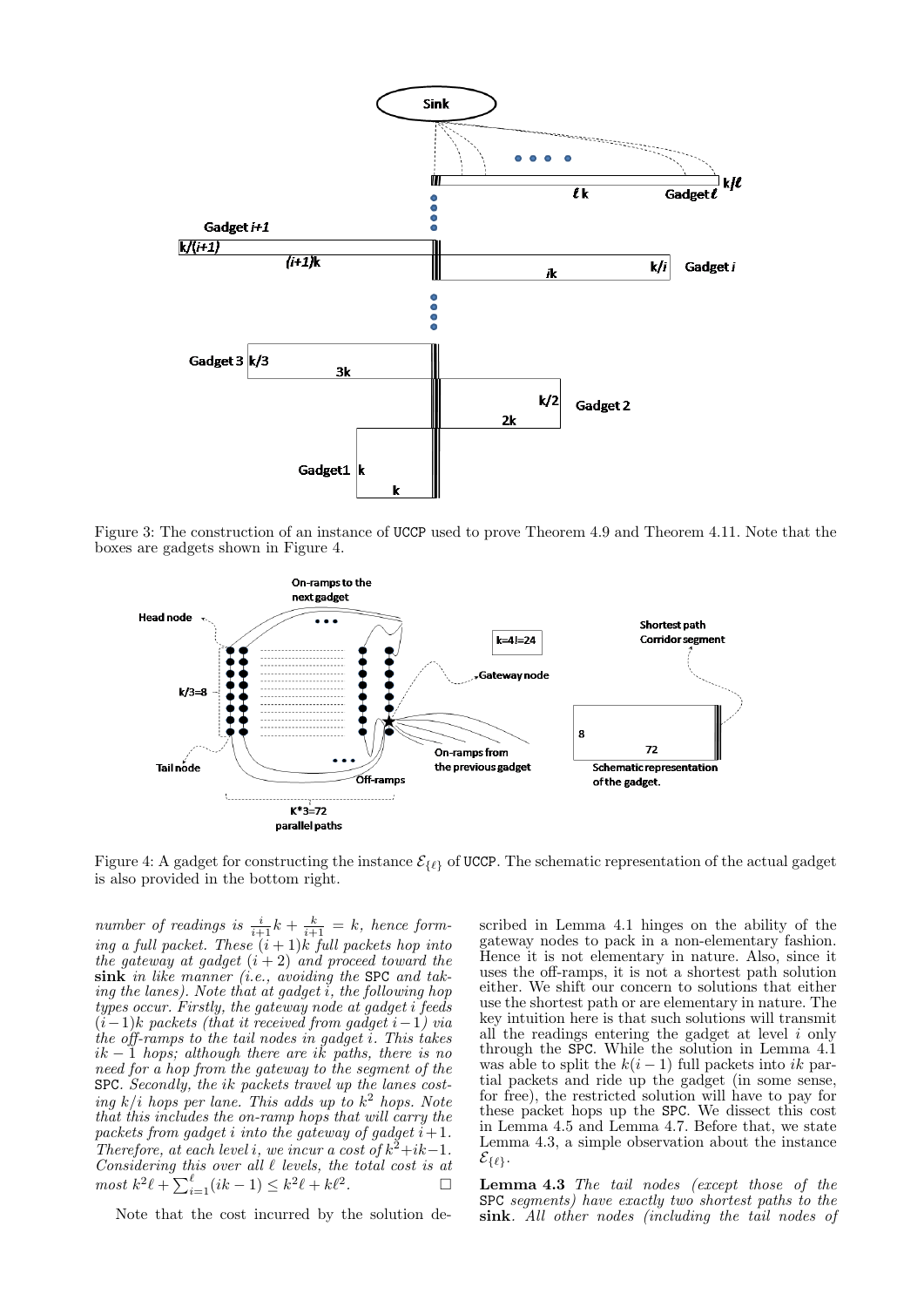Figure 3: The construction of an instance of UCCP used to prove Theorem 4.9 and Theorem 4.11. Note that the boxes are gadgets shown in Figure 4.

Figure 4: A gadget for constructing the instance $\mathcal{E}_{\{\ell\}}$ of UCCP. The schematic representation of the actual gadget is also provided in the bottom right.

*number of readings is $\frac{i}{i+1}k + \frac{k}{i+1} = k$, hence forming a full packet. These $(i+1)k$ full packets hop into the gateway at gadget $(i+2)$ and proceed toward the* **sink** *in like manner (i.e., avoiding the* SPC *and taking the lanes). Note that at gadget $i$, the following hop types occur. Firstly, the gateway node at gadget $i$ feeds $(i-1)k$ packets (that it received from gadget $i-1$) via the off-ramps to the tail nodes in gadget $i$. This takes $ik-1$ hops; although there are $ik$ paths, there is no need for a hop from the gateway to the segment of the* SPC*. Secondly, the $ik$ packets travel up the lanes costing $k/i$ hops per lane. This adds up to $k^2$ hops. Note that this includes the on-ramp hops that will carry the packets from gadget $i$ into the gateway of gadget $i+1$. Therefore, at each level $i$, we incur a cost of $k^2+ik-1$. Considering this over all $\ell$ levels, the total cost is at most $k^2\ell + \sum_{i=1}^{\ell}(ik-1) \leq k^2\ell + k\ell^2$.* □

Note that the cost incurred by the solution described in Lemma 4.1 hinges on the ability of the gateway nodes to pack in a non-elementary fashion. Hence it is not elementary in nature. Also, since it uses the off-ramps, it is not a shortest path solution either. We shift our concern to solutions that either use the shortest path or are elementary in nature. The key intuition here is that such solutions will transmit all the readings entering the gadget at level $i$ only through the SPC. While the solution in Lemma 4.1 was able to split the $k(i-1)$ full packets into $ik$ partial packets and ride up the gadget (in some sense, for free), the restricted solution will have to pay for these packet hops up the SPC. We dissect this cost in Lemma 4.5 and Lemma 4.7. Before that, we state Lemma 4.3, a simple observation about the instance $\mathcal{E}_{\{\ell\}}$.

**Lemma 4.3** *The tail nodes (except those of the* SPC *segments) have exactly two shortest paths to the* **sink**. *All other nodes (including the tail nodes of*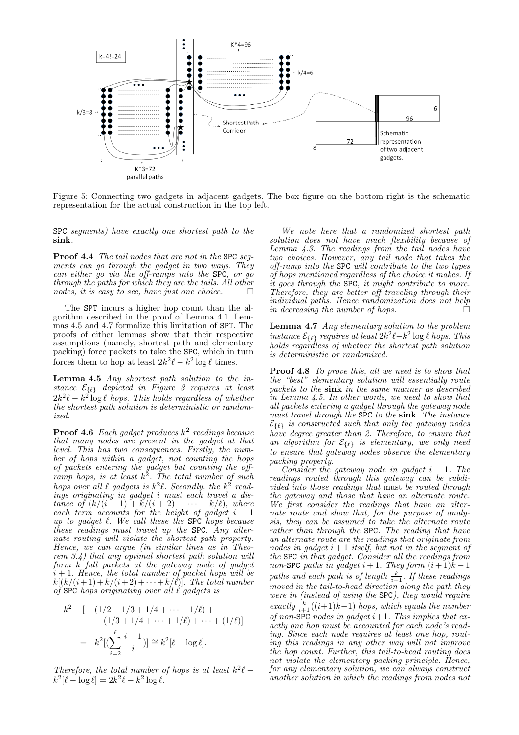Figure 5: Connecting two gadgets in adjacent gadgets. The box figure on the bottom right is the schematic representation for the actual construction in the top left.

*SPC segments) have exactly one shortest path to the* **sink**.

**Proof 4.4** *The tail nodes that are not in the* SPC *segments can go through the gadget in two ways. They can either go via the off-ramps into the* SPC*, or go through the paths for which they are the tails. All other nodes, it is easy to see, have just one choice.* □

The SPT incurs a higher hop count than the algorithm described in the proof of Lemma 4.1. Lemmas 4.5 and 4.7 formalize this limitation of SPT. The proofs of either lemmas show that their respective assumptions (namely, shortest path and elementary packing) force packets to take the SPC, which in turn forces them to hop at least $2k^2\ell - k^2 \log \ell$ times.

**Lemma 4.5** *Any shortest path solution to the instance $\mathcal{E}_{\{\ell\}}$ depicted in Figure 3 requires at least $2k^2\ell - k^2 \log \ell$ hops. This holds regardless of whether the shortest path solution is deterministic or randomized.*

**Proof 4.6** *Each gadget produces $k^2$ readings because that many nodes are present in the gadget at that level. This has two consequences. Firstly, the number of hops within a gadget, not counting the hops of packets entering the gadget but counting the off-ramp hops, is at least $k^2$. The total number of such hops over all $\ell$ gadgets is $k^2\ell$. Secondly, the $k^2$ readings originating in gadget $i$ must each travel a distance of $(k/(i+1) + k/(i+2) + \cdots + k/\ell)$, where each term accounts for the height of gadget $i+1$ up to gadget $\ell$. We call these the* SPC *hops because these readings must travel up the* SPC*. Any alternate routing will violate the shortest path property. Hence, we can argue (in similar lines as in Theorem 3.4) that any optimal shortest path solution will form $k$ full packets at the gateway node of gadget $i+1$. Hence, the total number of packet hops will be $k[(k/(i+1)+k/(i+2)+\cdots+k/\ell)]$. The total number of* SPC *hops originating over all $\ell$ gadgets is*

$$
\begin{aligned}
k^2 \quad [ \quad & (1/2 + 1/3 + 1/4 + \cdots + 1/\ell) + \\
& (1/3 + 1/4 + \cdots + 1/\ell) + \cdots + (1/\ell)] \\
= \quad & k^2 [(\sum_{i=2}^{\ell} \frac{i-1}{i})] \cong k^2[\ell - \log \ell].
\end{aligned}
$$

*Therefore, the total number of hops is at least $k^2\ell + k^2[\ell - \log \ell] = 2k^2\ell - k^2 \log \ell$.*

*We note here that a randomized shortest path solution does not have much flexibility because of Lemma 4.3. The readings from the tail nodes have two choices. However, any tail node that takes the off-ramp into the* SPC *will contribute to the two types of hops mentioned regardless of the choice it makes. If it goes through the* SPC*, it might contribute to more. Therefore, they are better off traveling through their individual paths. Hence randomization does not help in decreasing the number of hops.* □

**Lemma 4.7** *Any elementary solution to the problem instance $\mathcal{E}_{\{\ell\}}$ requires at least $2k^2\ell - k^2 \log \ell$ hops. This holds regardless of whether the shortest path solution is deterministic or randomized.*

**Proof 4.8** *To prove this, all we need is to show that the "best" elementary solution will essentially route packets to the* **sink** *in the same manner as described in Lemma 4.5. In other words, we need to show that all packets entering a gadget through the gateway node must travel through the* SPC *to the* **sink**. *The instance $\mathcal{E}_{\{\ell\}}$ is constructed such that only the gateway nodes have degree greater than 2. Therefore, to ensure that an algorithm for $\mathcal{E}_{\{\ell\}}$ is elementary, we only need to ensure that gateway nodes observe the elementary packing property.*

*Consider the gateway node in gadget $i+1$. The readings routed through this gateway can be subdivided into those readings that* must *be routed through the gateway and those that have an alternate route. We first consider the readings that have an alternate route and show that, for the purpose of analysis, they can be assumed to take the alternate route rather than through the* SPC*. The reading that have an alternate route are the readings that originate from nodes in gadget $i+1$ itself, but not in the segment of the* SPC *in that gadget. Consider all the readings from non-*SPC *paths in gadget $i+1$. They form $(i+1)k-1$ paths and each path is of length $\frac{k}{i+1}$. If these readings moved in the tail-to-head direction along the path they were in (instead of using the* SPC*), they would require exactly $\frac{k}{i+1}((i+1)k-1)$ hops, which equals the number of non-*SPC *nodes in gadget $i+1$. This implies that exactly one hop must be accounted for each node's reading. Since each node requires at least one hop, routing this readings in any other way will not improve the hop count. Further, this tail-to-head routing does not violate the elementary packing principle. Hence, for any elementary solution, we can always construct another solution in which the readings from nodes not*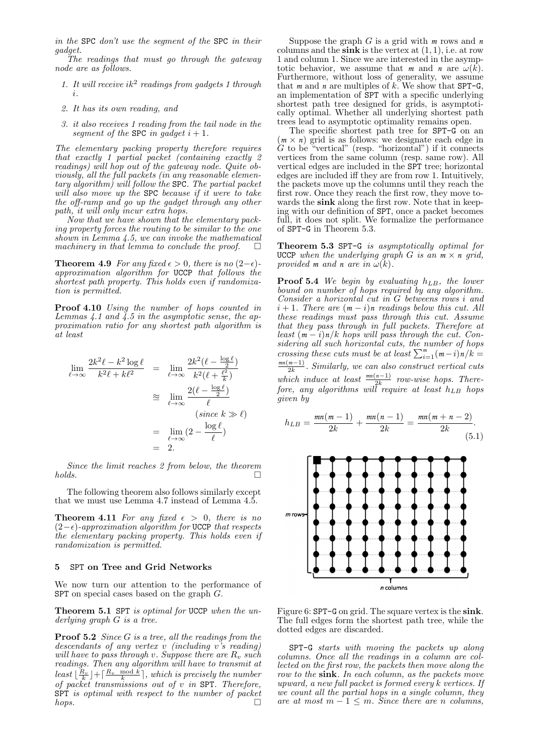*in the* SPC *don't use the segment of the* SPC *in their gadget.*

*The readings that must go through the gateway node are as follows.*

1. *It will receive $ik^2$ readings from gadgets 1 through $i$.*
2. *It has its own reading, and*
3. *it also receives 1 reading from the tail node in the segment of the* SPC *in gadget $i+1$.*

*The elementary packing property therefore requires that exactly 1 partial packet (containing exactly 2 readings) will hop out of the gateway node. Quite obviously, all the full packets (in any reasonable elementary algorithm) will follow the* SPC*. The partial packet will also move up the* SPC *because if it were to take the off-ramp and go up the gadget through any other path, it will only incur extra hops.*

*Now that we have shown that the elementary packing property forces the routing to be similar to the one shown in Lemma 4.5, we can invoke the mathematical machinery in that lemma to conclude the proof.* $\square$

**Theorem 4.9** *For any fixed $\epsilon > 0$, there is no $(2-\epsilon)$-approximation algorithm for* UCCP *that follows the shortest path property. This holds even if randomization is permitted.*

**Proof 4.10** *Using the number of hops counted in Lemmas 4.1 and 4.5 in the asymptotic sense, the approximation ratio for any shortest path algorithm is at least*

$$
\begin{aligned}
\lim_{\ell\to\infty} \frac{2k^2\ell - k^2\log\ell}{k^2\ell + k\ell^2} &= \lim_{\ell\to\infty} \frac{2k^2(\ell - \frac{\log\ell}{2})}{k^2(\ell + \frac{\ell^2}{k})} \\
&\approx \lim_{\ell\to\infty} \frac{2(\ell - \frac{\log\ell}{2})}{\ell} \\
&\qquad (\textit{since } k \gg \ell) \\
&= \lim_{\ell\to\infty} (2 - \frac{\log\ell}{\ell}) \\
&= 2.
\end{aligned}
$$

*Since the limit reaches 2 from below, the theorem holds.* $\square$

The following theorem also follows similarly except that we must use Lemma 4.7 instead of Lemma 4.5.

**Theorem 4.11** *For any fixed $\epsilon > 0$, there is no $(2-\epsilon)$-approximation algorithm for* UCCP *that respects the elementary packing property. This holds even if randomization is permitted.*

## 5 SPT on Tree and Grid Networks

We now turn our attention to the performance of SPT on special cases based on the graph $G$.

**Theorem 5.1** SPT *is optimal for* UCCP *when the underlying graph $G$ is a tree.*

**Proof 5.2** *Since $G$ is a tree, all the readings from the descendants of any vertex $v$ (including $v$'s reading) will have to pass through $v$. Suppose there are $R_v$ such readings. Then any algorithm will have to transmit at least $\lfloor\frac{R_v}{k}\rfloor + \lceil\frac{R_v \mod k}{k}\rceil$, which is precisely the number of packet transmissions out of $v$ in* SPT*. Therefore,* SPT *is optimal with respect to the number of packet hops.* $\square$

Suppose the graph $G$ is a grid with $m$ rows and $n$ columns and the **sink** is the vertex at $(1,1)$, i.e. at row 1 and column 1. Since we are interested in the asymptotic behavior, we assume that $m$ and $n$ are $\omega(k)$. Furthermore, without loss of generality, we assume that $m$ and $n$ are multiples of $k$. We show that SPT-G, an implementation of SPT with a specific underlying shortest path tree designed for grids, is asymptotically optimal. Whether all underlying shortest path trees lead to asymptotic optimality remains open.

The specific shortest path tree for SPT-G on an $(m \times n)$ grid is as follows: we designate each edge in $G$ to be "vertical" (resp. "horizontal") if it connects vertices from the same column (resp. same row). All vertical edges are included in the SPT tree; horizontal edges are included iff they are from row 1. Intuitively, the packets move up the columns until they reach the first row. Once they reach the first row, they move towards the **sink** along the first row. Note that in keeping with our definition of SPT, once a packet becomes full, it does not split. We formalize the performance of SPT-G in Theorem 5.3.

**Theorem 5.3** SPT-G *is asymptotically optimal for* UCCP *when the underlying graph $G$ is an $m \times n$ grid, provided $m$ and $n$ are in $\omega(k)$.*

**Proof 5.4** *We begin by evaluating $h_{LB}$, the lower bound on number of hops required by any algorithm. Consider a horizontal cut in $G$ betweens rows $i$ and $i+1$. There are $(m-i)n$ readings below this cut. All these readings must pass through this cut. Assume that they pass through in full packets. Therefore at least $(m-i)n/k$ hops will pass through the cut. Considering all such horizontal cuts, the number of hops crossing these cuts must be at least $\sum_{i=1}^{m}(m-i)n/k = \frac{mn(m-1)}{2k}$. Similarly, we can also construct vertical cuts which induce at least $\frac{mn(n-1)}{2k}$ row-wise hops. Therefore, any algorithms will require at least $h_{LB}$ hops given by*

$$
h_{LB} = \frac{mn(m-1)}{2k} + \frac{mn(n-1)}{2k} = \frac{mn(m+n-2)}{2k}. \tag{5.1}
$$

Figure 6: SPT-G on grid. The square vertex is the **sink**. The full edges form the shortest path tree, while the dotted edges are discarded.

SPT-G *starts with moving the packets up along columns. Once all the readings in a column are collected on the first row, the packets then move along the row to the* **sink***. In each column, as the packets move upward, a new full packet is formed every $k$ vertices. If we count all the partial hops in a single column, they are at most $m-1 \le m$. Since there are $n$ columns,*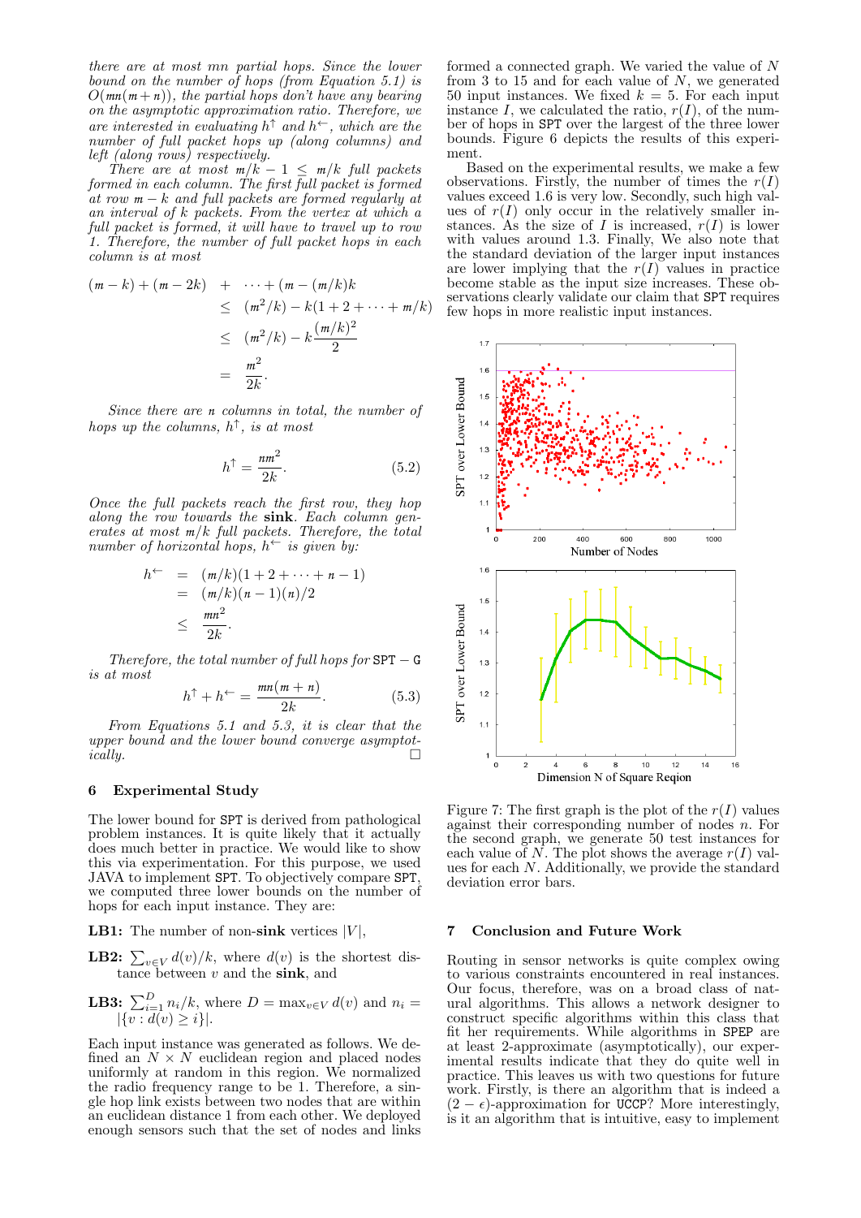*there are at most $mn$ partial hops. Since the lower bound on the number of hops (from Equation 5.1) is $O(mn(m+n))$, the partial hops don't have any bearing on the asymptotic approximation ratio. Therefore, we are interested in evaluating $h^{\uparrow}$ and $h^{\leftarrow}$, which are the number of full packet hops up (along columns) and left (along rows) respectively.*

*There are at most $m/k - 1 \leq m/k$ full packets formed in each column. The first full packet is formed at row $m-k$ and full packets are formed regularly at an interval of $k$ packets. From the vertex at which a full packet is formed, it will have to travel up to row 1. Therefore, the number of full packet hops in each column is at most*

$$
\begin{aligned}
(m-k)+(m-2k) &+ \cdots + (m-(m/k)k) \\
&\leq (m^2/k) - k(1+2+\cdots+m/k) \\
&\leq (m^2/k) - k\frac{(m/k)^2}{2} \\
&= \frac{m^2}{2k}.
\end{aligned}
$$

*Since there are $n$ columns in total, the number of hops up the columns, $h^{\uparrow}$, is at most*

$$h^{\uparrow} = \frac{nm^2}{2k}. \tag{5.2}$$

*Once the full packets reach the first row, they hop along the row towards the* **sink**. *Each column generates at most $m/k$ full packets. Therefore, the total number of horizontal hops, $h^{\leftarrow}$ is given by:*

$$
\begin{aligned}
h^{\leftarrow} &= (m/k)(1+2+\cdots+n-1) \\
&= (m/k)(n-1)(n)/2 \\
&\leq \frac{mn^2}{2k}.
\end{aligned}
$$

*Therefore, the total number of full hops for* SPT − G *is at most*

$$h^{\uparrow} + h^{\leftarrow} = \frac{mn(m+n)}{2k}. \tag{5.3}$$

*From Equations 5.1 and 5.3, it is clear that the upper bound and the lower bound converge asymptotically.* □

## 6 Experimental Study

The lower bound for SPT is derived from pathological problem instances. It is quite likely that it actually does much better in practice. We would like to show this via experimentation. For this purpose, we used JAVA to implement SPT. To objectively compare SPT, we computed three lower bounds on the number of hops for each input instance. They are:

**LB1:** The number of non-**sink** vertices $|V|$,

**LB2:** $\sum_{v \in V} d(v)/k$, where $d(v)$ is the shortest distance between $v$ and the **sink**, and

**LB3:** $\sum_{i=1}^{D} n_i/k$, where $D = \max_{v \in V} d(v)$ and $n_i = |\{v : d(v) \geq i\}|$.

Each input instance was generated as follows. We defined an $N \times N$ euclidean region and placed nodes uniformly at random in this region. We normalized the radio frequency range to be 1. Therefore, a single hop link exists between two nodes that are within an euclidean distance 1 from each other. We deployed enough sensors such that the set of nodes and links formed a connected graph. We varied the value of $N$ from 3 to 15 and for each value of $N$, we generated 50 input instances. We fixed $k = 5$. For each input instance $I$, we calculated the ratio, $r(I)$, of the number of hops in SPT over the largest of the three lower bounds. Figure 6 depicts the results of this experiment.

Based on the experimental results, we make a few observations. Firstly, the number of times the $r(I)$ values exceed 1.6 is very low. Secondly, such high values of $r(I)$ only occur in the relatively smaller instances. As the size of $I$ is increased, $r(I)$ is lower with values around 1.3. Finally, We also note that the standard deviation of the larger input instances are lower implying that the $r(I)$ values in practice become stable as the input size increases. These observations clearly validate our claim that SPT requires few hops in more realistic input instances.

Figure 7: The first graph is the plot of the $r(I)$ values against their corresponding number of nodes $n$. For the second graph, we generate 50 test instances for each value of $N$. The plot shows the average $r(I)$ values for each $N$. Additionally, we provide the standard deviation error bars.

## 7 Conclusion and Future Work

Routing in sensor networks is quite complex owing to various constraints encountered in real instances. Our focus, therefore, was on a broad class of natural algorithms. This allows a network designer to construct specific algorithms within this class that fit her requirements. While algorithms in SPEP are at least 2-approximate (asymptotically), our experimental results indicate that they do quite well in practice. This leaves us with two questions for future work. Firstly, is there an algorithm that is indeed a $(2-\epsilon)$-approximation for UCCP? More interestingly, is it an algorithm that is intuitive, easy to implement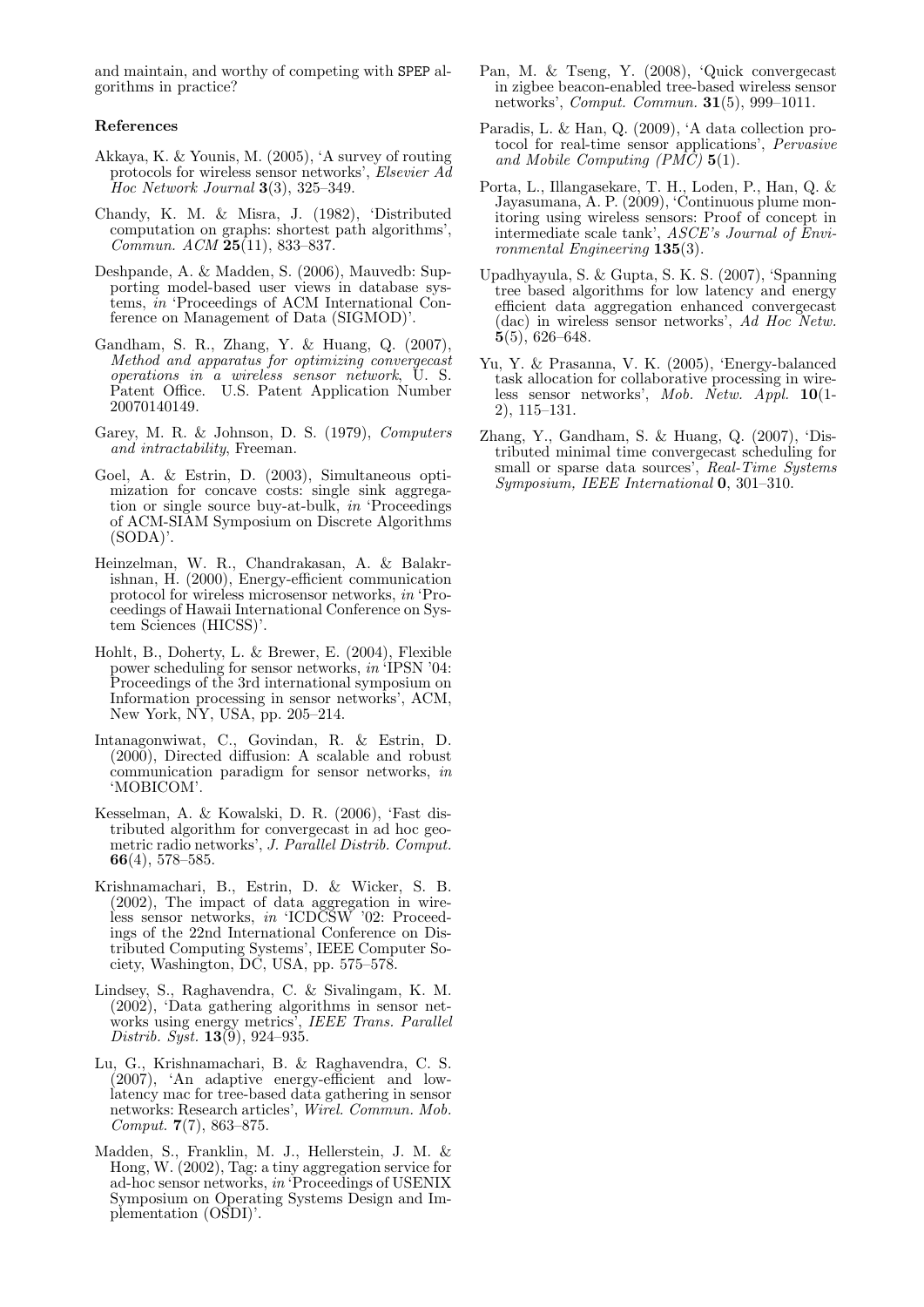and maintain, and worthy of competing with SPEP algorithms in practice?

## References

Akkaya, K. & Younis, M. (2005), 'A survey of routing protocols for wireless sensor networks', *Elsevier Ad Hoc Network Journal* **3**(3), 325–349.

Chandy, K. M. & Misra, J. (1982), 'Distributed computation on graphs: shortest path algorithms', *Commun. ACM* **25**(11), 833–837.

Deshpande, A. & Madden, S. (2006), Mauvedb: Supporting model-based user views in database systems, *in* 'Proceedings of ACM International Conference on Management of Data (SIGMOD)'.

Gandham, S. R., Zhang, Y. & Huang, Q. (2007), *Method and apparatus for optimizing convergecast operations in a wireless sensor network*, U. S. Patent Office. U.S. Patent Application Number 20070140149.

Garey, M. R. & Johnson, D. S. (1979), *Computers and intractability*, Freeman.

Goel, A. & Estrin, D. (2003), Simultaneous optimization for concave costs: single sink aggregation or single source buy-at-bulk, *in* 'Proceedings of ACM-SIAM Symposium on Discrete Algorithms (SODA)'.

Heinzelman, W. R., Chandrakasan, A. & Balakrishnan, H. (2000), Energy-efficient communication protocol for wireless microsensor networks, *in* 'Proceedings of Hawaii International Conference on System Sciences (HICSS)'.

Hohlt, B., Doherty, L. & Brewer, E. (2004), Flexible power scheduling for sensor networks, *in* 'IPSN '04: Proceedings of the 3rd international symposium on Information processing in sensor networks', ACM, New York, NY, USA, pp. 205–214.

Intanagonwiwat, C., Govindan, R. & Estrin, D. (2000), Directed diffusion: A scalable and robust communication paradigm for sensor networks, *in* 'MOBICOM'.

Kesselman, A. & Kowalski, D. R. (2006), 'Fast distributed algorithm for convergecast in ad hoc geometric radio networks', *J. Parallel Distrib. Comput.* **66**(4), 578–585.

Krishnamachari, B., Estrin, D. & Wicker, S. B. (2002), The impact of data aggregation in wireless sensor networks, *in* 'ICDCSW '02: Proceedings of the 22nd International Conference on Distributed Computing Systems', IEEE Computer Society, Washington, DC, USA, pp. 575–578.

Lindsey, S., Raghavendra, C. & Sivalingam, K. M. (2002), 'Data gathering algorithms in sensor networks using energy metrics', *IEEE Trans. Parallel Distrib. Syst.* **13**(9), 924–935.

Lu, G., Krishnamachari, B. & Raghavendra, C. S. (2007), 'An adaptive energy-efficient and low-latency mac for tree-based data gathering in sensor networks: Research articles', *Wirel. Commun. Mob. Comput.* **7**(7), 863–875.

Madden, S., Franklin, M. J., Hellerstein, J. M. & Hong, W. (2002), Tag: a tiny aggregation service for ad-hoc sensor networks, *in* 'Proceedings of USENIX Symposium on Operating Systems Design and Implementation (OSDI)'.

Pan, M. & Tseng, Y. (2008), 'Quick convergecast in zigbee beacon-enabled tree-based wireless sensor networks', *Comput. Commun.* **31**(5), 999–1011.

Paradis, L. & Han, Q. (2009), 'A data collection protocol for real-time sensor applications', *Pervasive and Mobile Computing (PMC)* **5**(1).

Porta, L., Illangasekare, T. H., Loden, P., Han, Q. & Jayasumana, A. P. (2009), 'Continuous plume monitoring using wireless sensors: Proof of concept in intermediate scale tank', *ASCE's Journal of Environmental Engineering* **135**(3).

Upadhyayula, S. & Gupta, S. K. S. (2007), 'Spanning tree based algorithms for low latency and energy efficient data aggregation enhanced convergecast (dac) in wireless sensor networks', *Ad Hoc Netw.* **5**(5), 626–648.

Yu, Y. & Prasanna, V. K. (2005), 'Energy-balanced task allocation for collaborative processing in wireless sensor networks', *Mob. Netw. Appl.* **10**(1-2), 115–131.

Zhang, Y., Gandham, S. & Huang, Q. (2007), 'Distributed minimal time convergecast scheduling for small or sparse data sources', *Real-Time Systems Symposium, IEEE International* **0**, 301–310.